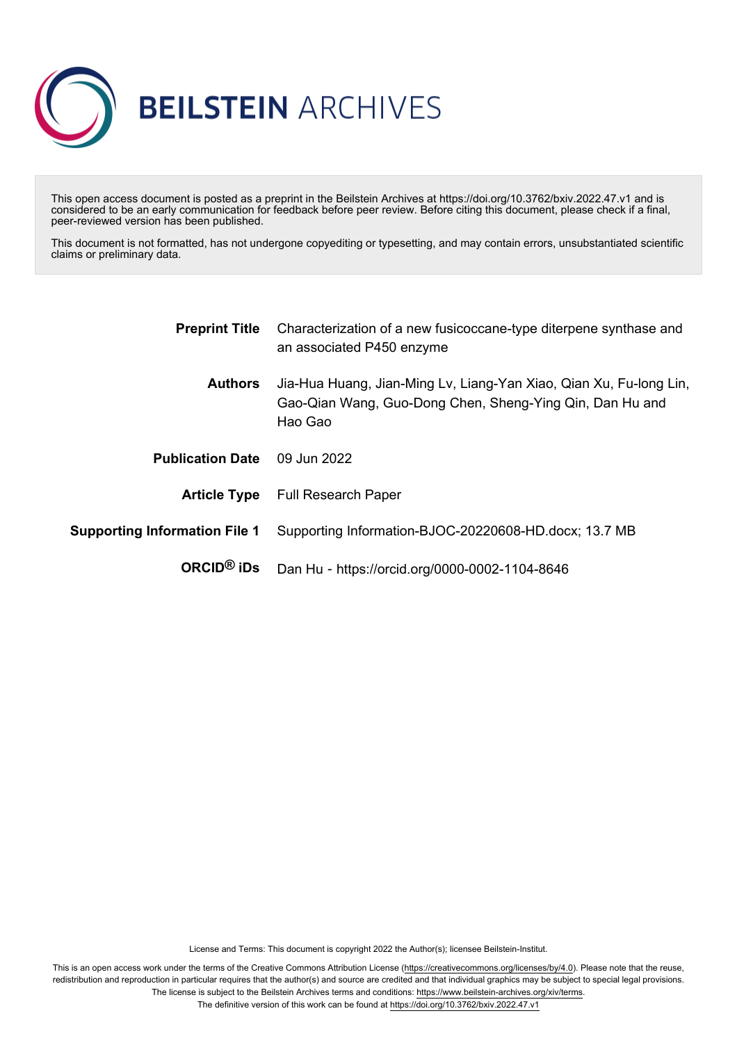# BEILSTEIN ARCHIVES

This open access document is posted as a preprint in the Beilstein Archives at https://doi.org/10.3762/bxiv.2022.47.v1 and is considered to be an early communication for feedback before peer review. Before citing this document, please check if a final, peer-reviewed version has been published.

This document is not formatted, has not undergone copyediting or typesetting, and may contain errors, unsubstantiated scientific claims or preliminary data.

| | |
|---|---|
| **Preprint Title** | Characterization of a new fusicoccane-type diterpene synthase and an associated P450 enzyme |
| **Authors** | Jia-Hua Huang, Jian-Ming Lv, Liang-Yan Xiao, Qian Xu, Fu-long Lin, Gao-Qian Wang, Guo-Dong Chen, Sheng-Ying Qin, Dan Hu and Hao Gao |
| **Publication Date** | 09 Jun 2022 |
| **Article Type** | Full Research Paper |
| **Supporting Information File 1** | Supporting Information-BJOC-20220608-HD.docx; 13.7 MB |
| **ORCID® iDs** | Dan Hu - https://orcid.org/0000-0002-1104-8646 |

License and Terms: This document is copyright 2022 the Author(s); licensee Beilstein-Institut.

This is an open access work under the terms of the Creative Commons Attribution License (https://creativecommons.org/licenses/by/4.0). Please note that the reuse, redistribution and reproduction in particular requires that the author(s) and source are credited and that individual graphics may be subject to special legal provisions. The license is subject to the Beilstein Archives terms and conditions: https://www.beilstein-archives.org/xiv/terms.
The definitive version of this work can be found at https://doi.org/10.3762/bxiv.2022.47.v1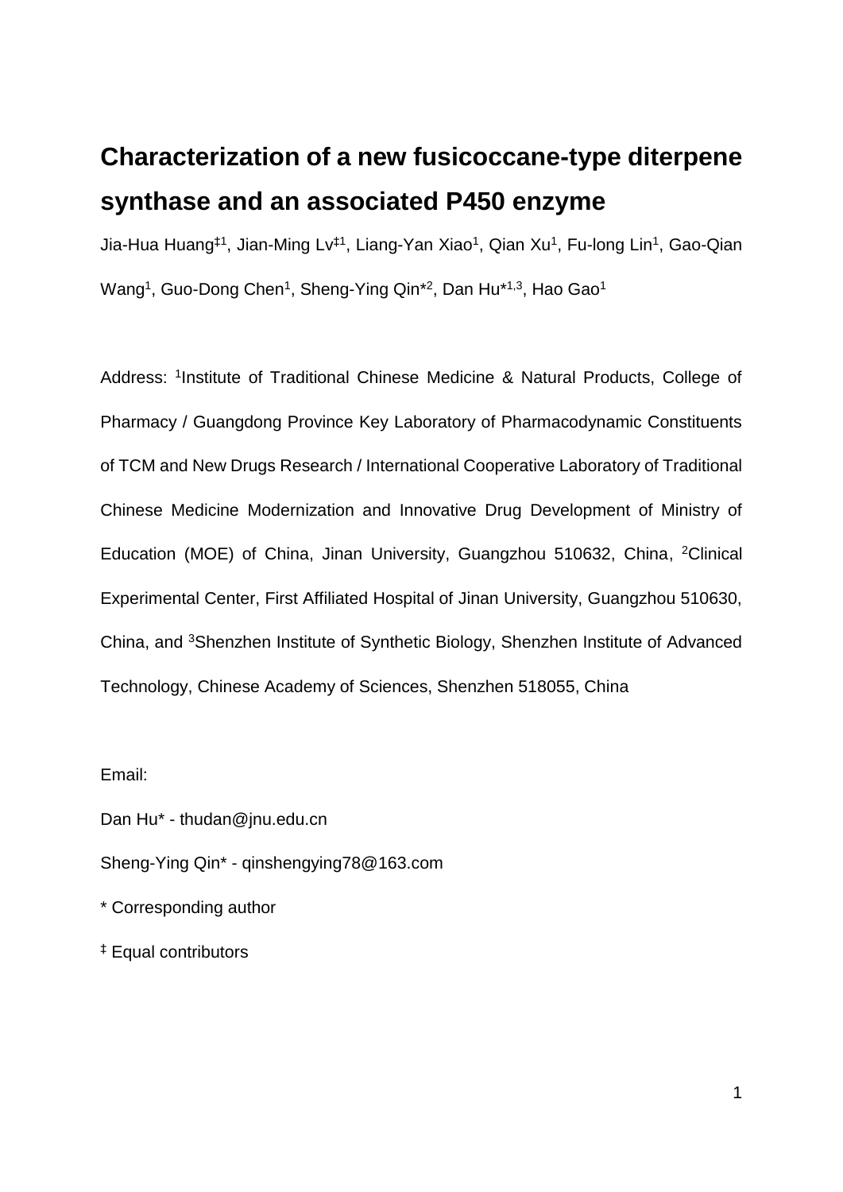# Characterization of a new fusicoccane-type diterpene synthase and an associated P450 enzyme

Jia-Hua Huang[‡1], Jian-Ming Lv[‡1], Liang-Yan Xiao[1], Qian Xu[1], Fu-long Lin[1], Gao-Qian Wang[1], Guo-Dong Chen[1], Sheng-Ying Qin[*2], Dan Hu[*1,3], Hao Gao[1]

Address: [1]Institute of Traditional Chinese Medicine & Natural Products, College of Pharmacy / Guangdong Province Key Laboratory of Pharmacodynamic Constituents of TCM and New Drugs Research / International Cooperative Laboratory of Traditional Chinese Medicine Modernization and Innovative Drug Development of Ministry of Education (MOE) of China, Jinan University, Guangzhou 510632, China, [2]Clinical Experimental Center, First Affiliated Hospital of Jinan University, Guangzhou 510630, China, and [3]Shenzhen Institute of Synthetic Biology, Shenzhen Institute of Advanced Technology, Chinese Academy of Sciences, Shenzhen 518055, China

Email:

Dan Hu* - thudan@jnu.edu.cn

Sheng-Ying Qin* - qinshengying78@163.com

* Corresponding author

‡ Equal contributors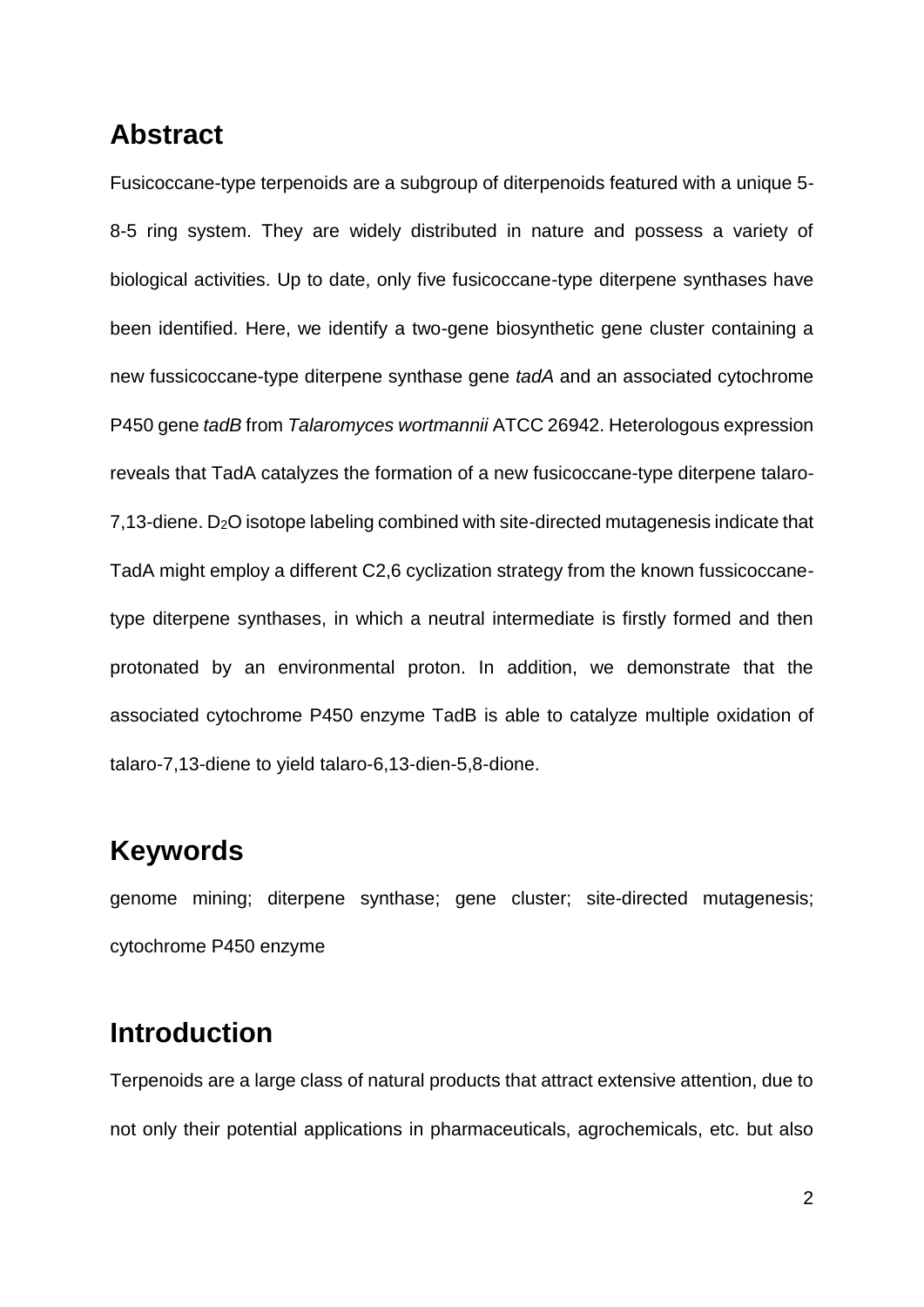## Abstract

Fusicoccane-type terpenoids are a subgroup of diterpenoids featured with a unique 5-8-5 ring system. They are widely distributed in nature and possess a variety of biological activities. Up to date, only five fusicoccane-type diterpene synthases have been identified. Here, we identify a two-gene biosynthetic gene cluster containing a new fussicoccane-type diterpene synthase gene *tadA* and an associated cytochrome P450 gene *tadB* from *Talaromyces wortmannii* ATCC 26942. Heterologous expression reveals that TadA catalyzes the formation of a new fusicoccane-type diterpene talaro-7,13-diene. $D_2O$ isotope labeling combined with site-directed mutagenesis indicate that TadA might employ a different C2,6 cyclization strategy from the known fussicoccane-type diterpene synthases, in which a neutral intermediate is firstly formed and then protonated by an environmental proton. In addition, we demonstrate that the associated cytochrome P450 enzyme TadB is able to catalyze multiple oxidation of talaro-7,13-diene to yield talaro-6,13-dien-5,8-dione.

## Keywords

genome mining; diterpene synthase; gene cluster; site-directed mutagenesis; cytochrome P450 enzyme

## Introduction

Terpenoids are a large class of natural products that attract extensive attention, due to not only their potential applications in pharmaceuticals, agrochemicals, etc. but also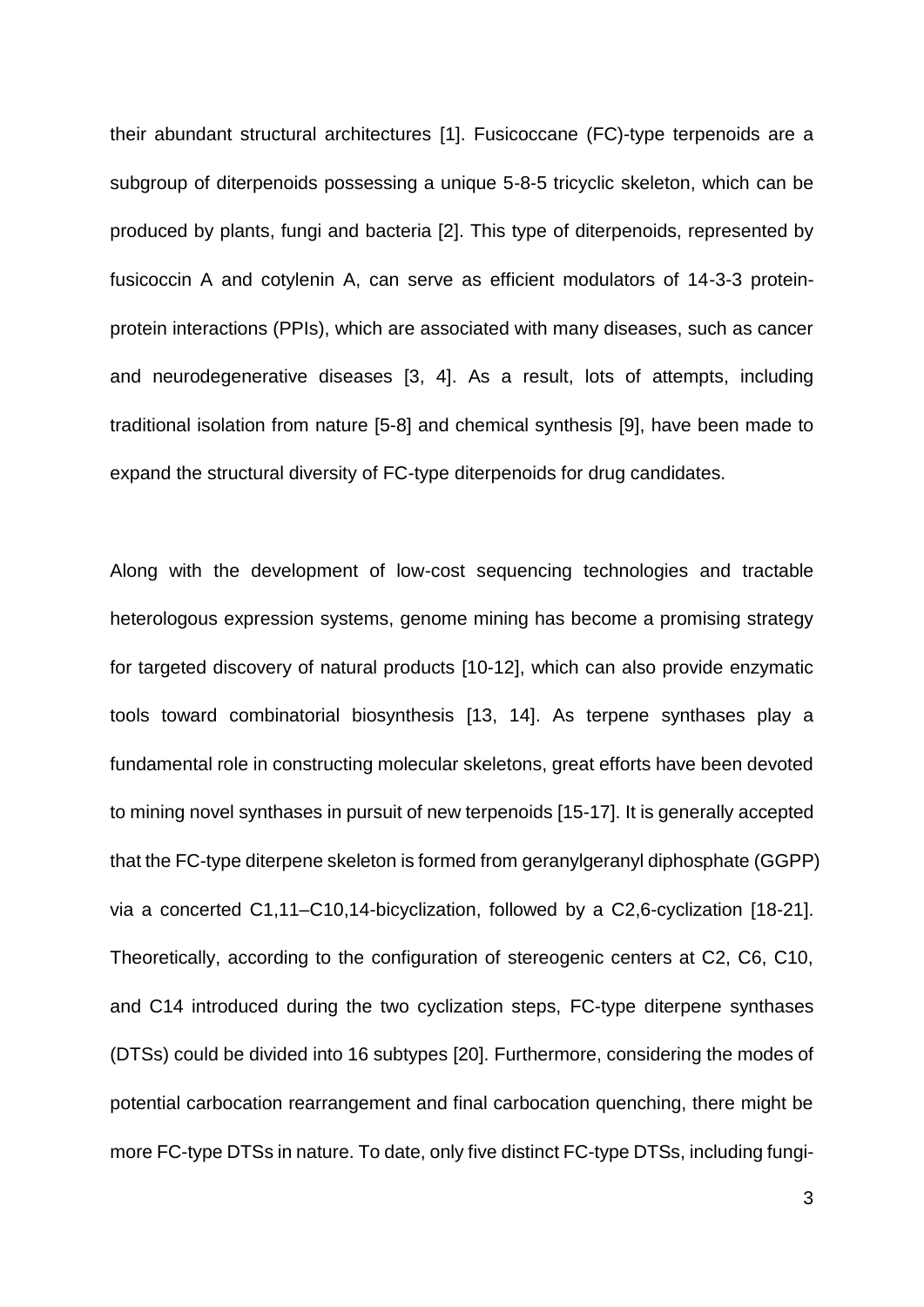their abundant structural architectures [1]. Fusicoccane (FC)-type terpenoids are a subgroup of diterpenoids possessing a unique 5-8-5 tricyclic skeleton, which can be produced by plants, fungi and bacteria [2]. This type of diterpenoids, represented by fusicoccin A and cotylenin A, can serve as efficient modulators of 14-3-3 protein-protein interactions (PPIs), which are associated with many diseases, such as cancer and neurodegenerative diseases [3, 4]. As a result, lots of attempts, including traditional isolation from nature [5-8] and chemical synthesis [9], have been made to expand the structural diversity of FC-type diterpenoids for drug candidates.

Along with the development of low-cost sequencing technologies and tractable heterologous expression systems, genome mining has become a promising strategy for targeted discovery of natural products [10-12], which can also provide enzymatic tools toward combinatorial biosynthesis [13, 14]. As terpene synthases play a fundamental role in constructing molecular skeletons, great efforts have been devoted to mining novel synthases in pursuit of new terpenoids [15-17]. It is generally accepted that the FC-type diterpene skeleton is formed from geranylgeranyl diphosphate (GGPP) via a concerted C1,11–C10,14-bicyclization, followed by a C2,6-cyclization [18-21]. Theoretically, according to the configuration of stereogenic centers at C2, C6, C10, and C14 introduced during the two cyclization steps, FC-type diterpene synthases (DTSs) could be divided into 16 subtypes [20]. Furthermore, considering the modes of potential carbocation rearrangement and final carbocation quenching, there might be more FC-type DTSs in nature. To date, only five distinct FC-type DTSs, including fungi-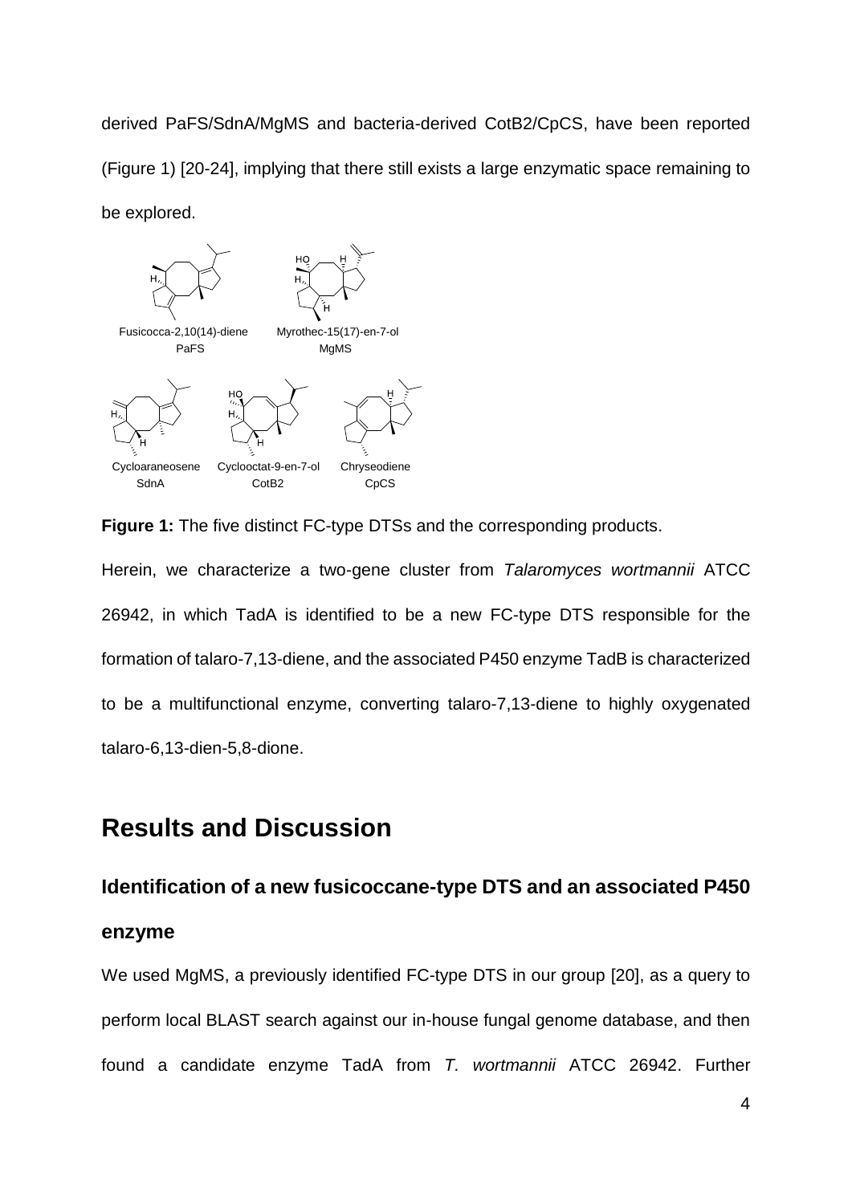derived PaFS/SdnA/MgMS and bacteria-derived CotB2/CpCS, have been reported (Figure 1) [20-24], implying that there still exists a large enzymatic space remaining to be explored.

**Figure 1:** The five distinct FC-type DTSs and the corresponding products.

Herein, we characterize a two-gene cluster from *Talaromyces wortmannii* ATCC 26942, in which TadA is identified to be a new FC-type DTS responsible for the formation of talaro-7,13-diene, and the associated P450 enzyme TadB is characterized to be a multifunctional enzyme, converting talaro-7,13-diene to highly oxygenated talaro-6,13-dien-5,8-dione.

# Results and Discussion

## Identification of a new fusicoccane-type DTS and an associated P450 enzyme

We used MgMS, a previously identified FC-type DTS in our group [20], as a query to perform local BLAST search against our in-house fungal genome database, and then found a candidate enzyme TadA from *T. wortmannii* ATCC 26942. Further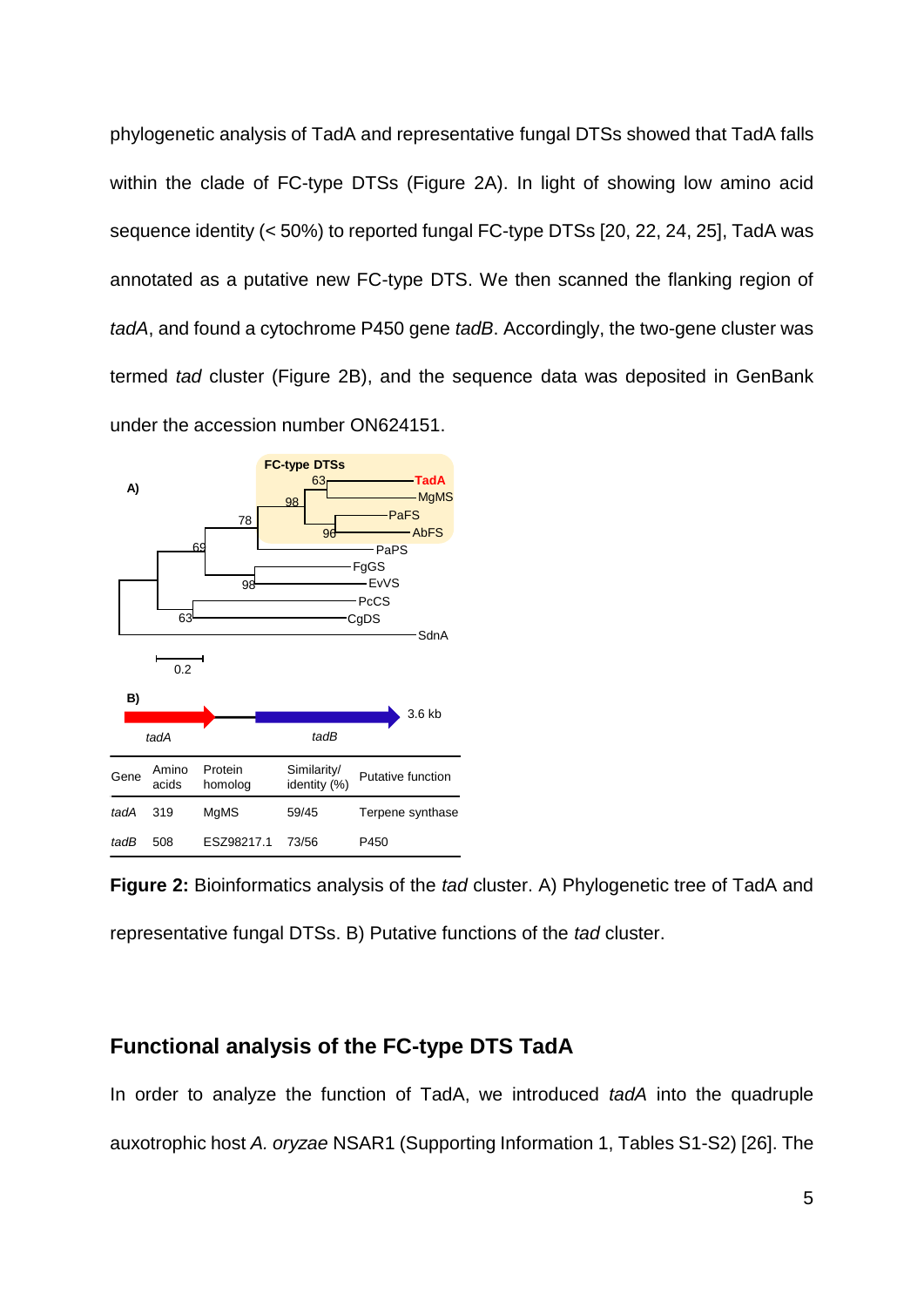phylogenetic analysis of TadA and representative fungal DTSs showed that TadA falls within the clade of FC-type DTSs (Figure 2A). In light of showing low amino acid sequence identity (< 50%) to reported fungal FC-type DTSs [20, 22, 24, 25], TadA was annotated as a putative new FC-type DTS. We then scanned the flanking region of *tadA*, and found a cytochrome P450 gene *tadB*. Accordingly, the two-gene cluster was termed *tad* cluster (Figure 2B), and the sequence data was deposited in GenBank under the accession number ON624151.

| Gene | Amino acids | Protein homolog | Similarity/ identity (%) | Putative function |
|---|---|---|---|---|
| *tadA* | 319 | MgMS | 59/45 | Terpene synthase |
| *tadB* | 508 | ESZ98217.1 | 73/56 | P450 |

**Figure 2:** Bioinformatics analysis of the *tad* cluster. A) Phylogenetic tree of TadA and representative fungal DTSs. B) Putative functions of the *tad* cluster.

## Functional analysis of the FC-type DTS TadA

In order to analyze the function of TadA, we introduced *tadA* into the quadruple auxotrophic host *A. oryzae* NSAR1 (Supporting Information 1, Tables S1-S2) [26]. The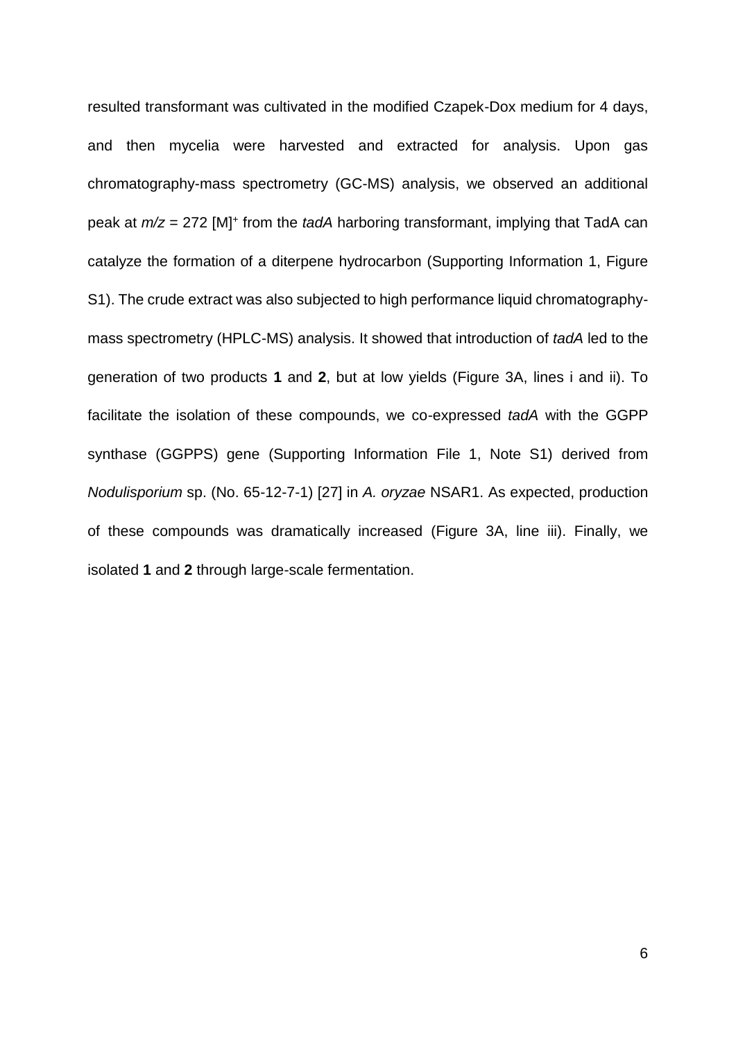resulted transformant was cultivated in the modified Czapek-Dox medium for 4 days, and then mycelia were harvested and extracted for analysis. Upon gas chromatography-mass spectrometry (GC-MS) analysis, we observed an additional peak at $m/z$ = 272 $[M]^+$ from the *tadA* harboring transformant, implying that TadA can catalyze the formation of a diterpene hydrocarbon (Supporting Information 1, Figure S1). The crude extract was also subjected to high performance liquid chromatography-mass spectrometry (HPLC-MS) analysis. It showed that introduction of *tadA* led to the generation of two products **1** and **2**, but at low yields (Figure 3A, lines i and ii). To facilitate the isolation of these compounds, we co-expressed *tadA* with the GGPP synthase (GGPPS) gene (Supporting Information File 1, Note S1) derived from *Nodulisporium* sp. (No. 65-12-7-1) [27] in *A. oryzae* NSAR1. As expected, production of these compounds was dramatically increased (Figure 3A, line iii). Finally, we isolated **1** and **2** through large-scale fermentation.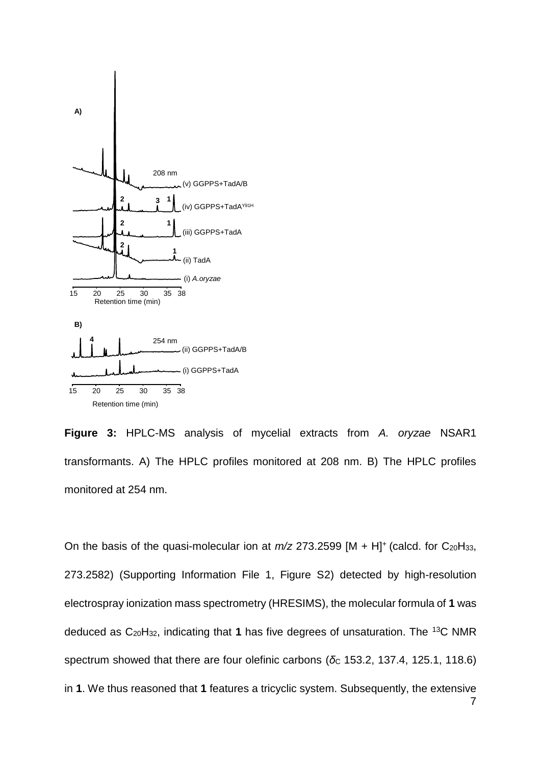**Figure 3:** HPLC-MS analysis of mycelial extracts from *A. oryzae* NSAR1 transformants. A) The HPLC profiles monitored at 208 nm. B) The HPLC profiles monitored at 254 nm.

On the basis of the quasi-molecular ion at *m/z* 273.2599 $[M + H]^+$ (calcd. for $C_{20}H_{33}$, 273.2582) (Supporting Information File 1, Figure S2) detected by high-resolution electrospray ionization mass spectrometry (HRESIMS), the molecular formula of **1** was deduced as $C_{20}H_{32}$, indicating that **1** has five degrees of unsaturation. The $^{13}C$ NMR spectrum showed that there are four olefinic carbons ($\delta_C$ 153.2, 137.4, 125.1, 118.6) in **1**. We thus reasoned that **1** features a tricyclic system. Subsequently, the extensive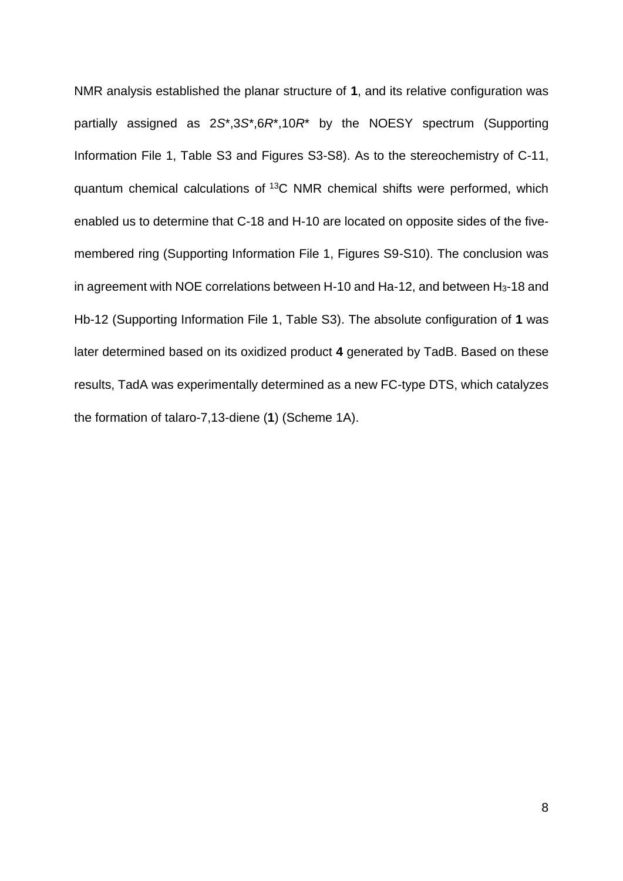NMR analysis established the planar structure of **1**, and its relative configuration was partially assigned as 2*S*\*,3*S*\*,6*R*\*,10*R*\* by the NOESY spectrum (Supporting Information File 1, Table S3 and Figures S3-S8). As to the stereochemistry of C-11, quantum chemical calculations of $^{13}$C NMR chemical shifts were performed, which enabled us to determine that C-18 and H-10 are located on opposite sides of the five-membered ring (Supporting Information File 1, Figures S9-S10). The conclusion was in agreement with NOE correlations between H-10 and Ha-12, and between $H_3$-18 and Hb-12 (Supporting Information File 1, Table S3). The absolute configuration of **1** was later determined based on its oxidized product **4** generated by TadB. Based on these results, TadA was experimentally determined as a new FC-type DTS, which catalyzes the formation of talaro-7,13-diene (**1**) (Scheme 1A).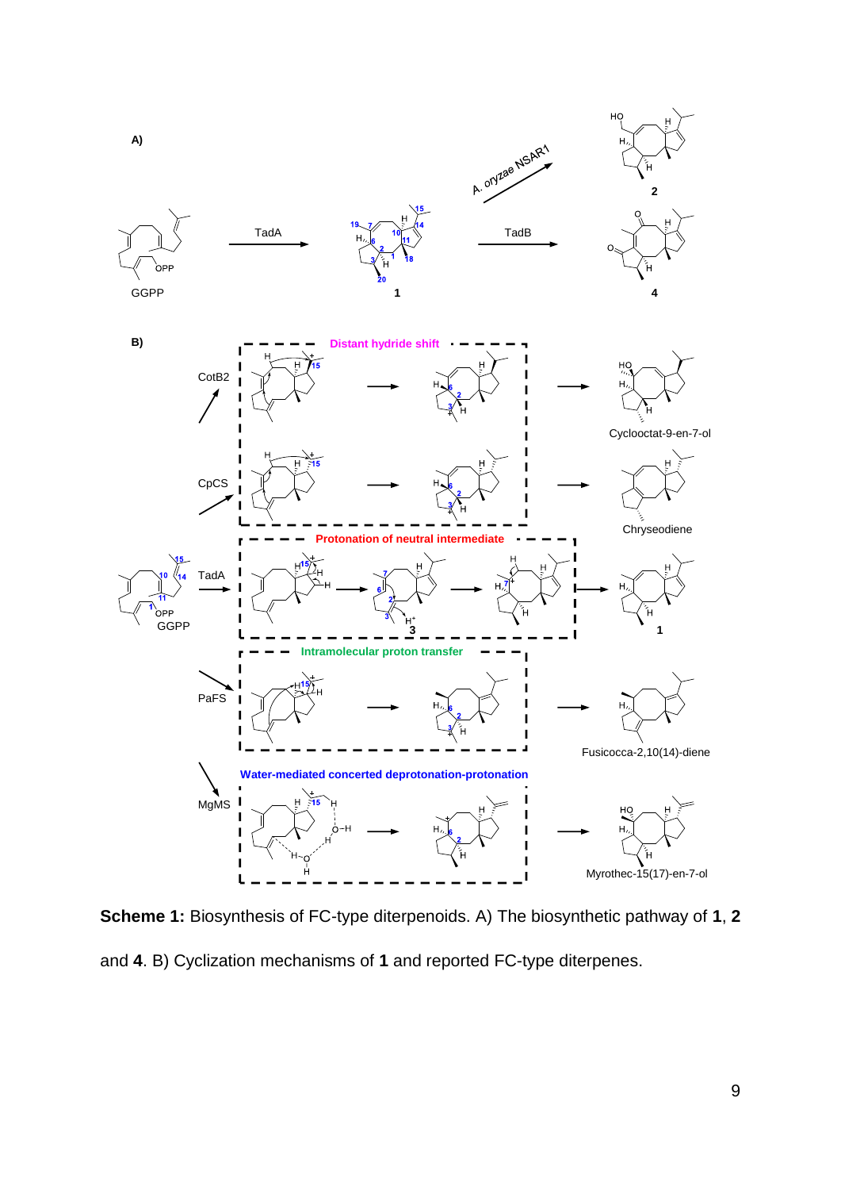**Scheme 1:** Biosynthesis of FC-type diterpenoids. A) The biosynthetic pathway of **1**, **2** and **4**. B) Cyclization mechanisms of **1** and reported FC-type diterpenes.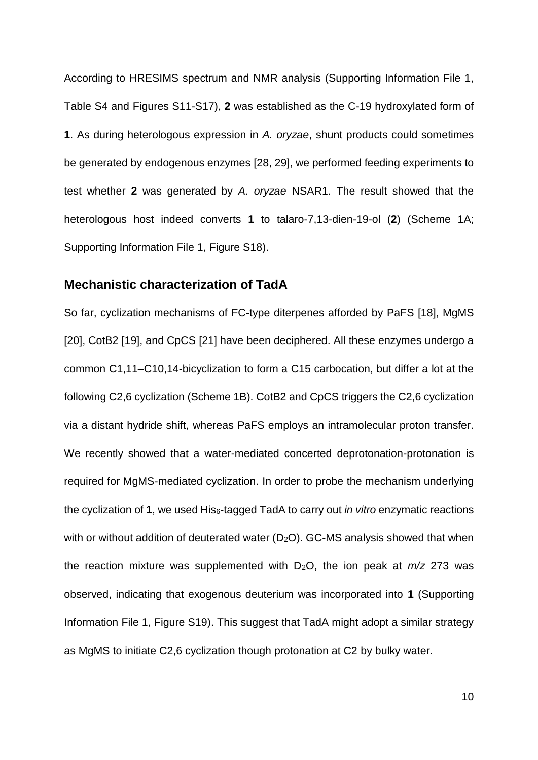According to HRESIMS spectrum and NMR analysis (Supporting Information File 1, Table S4 and Figures S11-S17), **2** was established as the C-19 hydroxylated form of **1**. As during heterologous expression in *A. oryzae*, shunt products could sometimes be generated by endogenous enzymes [28, 29], we performed feeding experiments to test whether **2** was generated by *A. oryzae* NSAR1. The result showed that the heterologous host indeed converts **1** to talaro-7,13-dien-19-ol (**2**) (Scheme 1A; Supporting Information File 1, Figure S18).

## Mechanistic characterization of TadA

So far, cyclization mechanisms of FC-type diterpenes afforded by PaFS [18], MgMS [20], CotB2 [19], and CpCS [21] have been deciphered. All these enzymes undergo a common C1,11–C10,14-bicyclization to form a C15 carbocation, but differ a lot at the following C2,6 cyclization (Scheme 1B). CotB2 and CpCS triggers the C2,6 cyclization via a distant hydride shift, whereas PaFS employs an intramolecular proton transfer. We recently showed that a water-mediated concerted deprotonation-protonation is required for MgMS-mediated cyclization. In order to probe the mechanism underlying the cyclization of **1**, we used $His_6$-tagged TadA to carry out *in vitro* enzymatic reactions with or without addition of deuterated water ($D_2O$). GC-MS analysis showed that when the reaction mixture was supplemented with $D_2O$, the ion peak at *m/z* 273 was observed, indicating that exogenous deuterium was incorporated into **1** (Supporting Information File 1, Figure S19). This suggest that TadA might adopt a similar strategy as MgMS to initiate C2,6 cyclization though protonation at C2 by bulky water.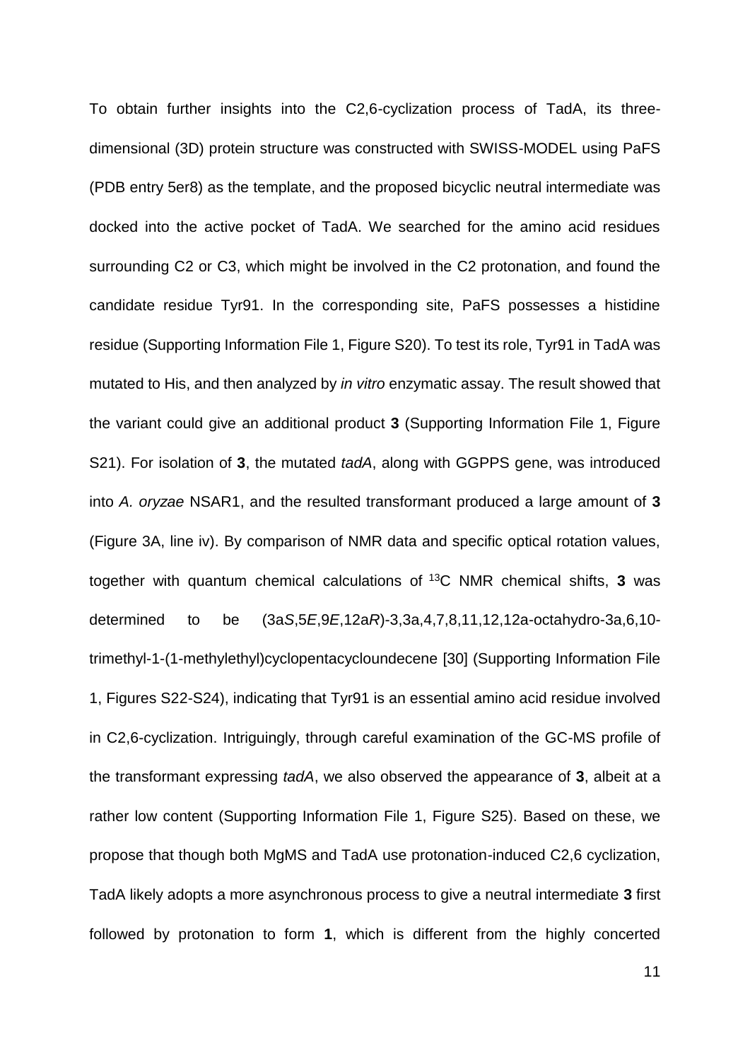To obtain further insights into the C2,6-cyclization process of TadA, its three-dimensional (3D) protein structure was constructed with SWISS-MODEL using PaFS (PDB entry 5er8) as the template, and the proposed bicyclic neutral intermediate was docked into the active pocket of TadA. We searched for the amino acid residues surrounding C2 or C3, which might be involved in the C2 protonation, and found the candidate residue Tyr91. In the corresponding site, PaFS possesses a histidine residue (Supporting Information File 1, Figure S20). To test its role, Tyr91 in TadA was mutated to His, and then analyzed by *in vitro* enzymatic assay. The result showed that the variant could give an additional product **3** (Supporting Information File 1, Figure S21). For isolation of **3**, the mutated *tadA*, along with GGPPS gene, was introduced into *A. oryzae* NSAR1, and the resulted transformant produced a large amount of **3** (Figure 3A, line iv). By comparison of NMR data and specific optical rotation values, together with quantum chemical calculations of $^{13}$C NMR chemical shifts, **3** was determined to be (3a*S*,5*E*,9*E*,12a*R*)-3,3a,4,7,8,11,12,12a-octahydro-3a,6,10-trimethyl-1-(1-methylethyl)cyclopentacycloundecene [30] (Supporting Information File 1, Figures S22-S24), indicating that Tyr91 is an essential amino acid residue involved in C2,6-cyclization. Intriguingly, through careful examination of the GC-MS profile of the transformant expressing *tadA*, we also observed the appearance of **3**, albeit at a rather low content (Supporting Information File 1, Figure S25). Based on these, we propose that though both MgMS and TadA use protonation-induced C2,6 cyclization, TadA likely adopts a more asynchronous process to give a neutral intermediate **3** first followed by protonation to form **1**, which is different from the highly concerted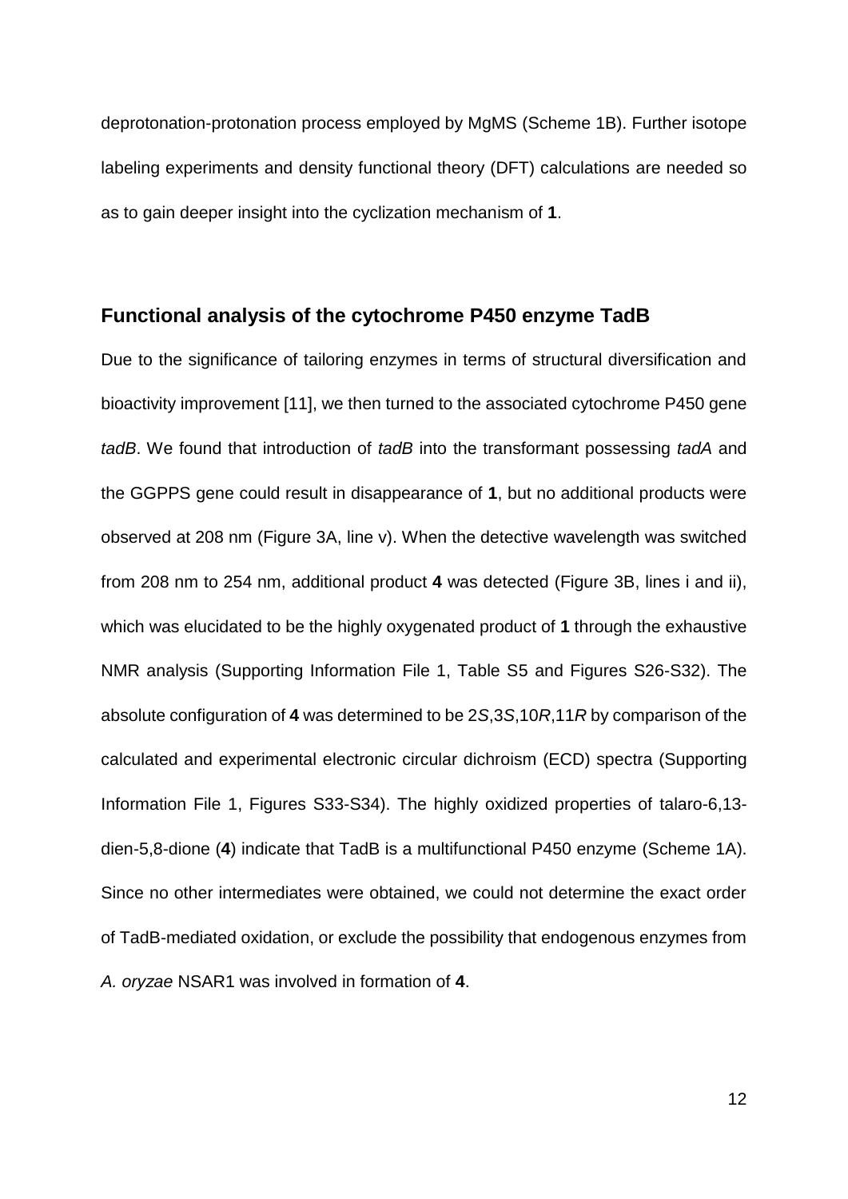deprotonation-protonation process employed by MgMS (Scheme 1B). Further isotope labeling experiments and density functional theory (DFT) calculations are needed so as to gain deeper insight into the cyclization mechanism of **1**.

## Functional analysis of the cytochrome P450 enzyme TadB

Due to the significance of tailoring enzymes in terms of structural diversification and bioactivity improvement [11], we then turned to the associated cytochrome P450 gene *tadB*. We found that introduction of *tadB* into the transformant possessing *tadA* and the GGPPS gene could result in disappearance of **1**, but no additional products were observed at 208 nm (Figure 3A, line v). When the detective wavelength was switched from 208 nm to 254 nm, additional product **4** was detected (Figure 3B, lines i and ii), which was elucidated to be the highly oxygenated product of **1** through the exhaustive NMR analysis (Supporting Information File 1, Table S5 and Figures S26-S32). The absolute configuration of **4** was determined to be 2*S*,3*S*,10*R*,11*R* by comparison of the calculated and experimental electronic circular dichroism (ECD) spectra (Supporting Information File 1, Figures S33-S34). The highly oxidized properties of talaro-6,13-dien-5,8-dione (**4**) indicate that TadB is a multifunctional P450 enzyme (Scheme 1A). Since no other intermediates were obtained, we could not determine the exact order of TadB-mediated oxidation, or exclude the possibility that endogenous enzymes from *A. oryzae* NSAR1 was involved in formation of **4**.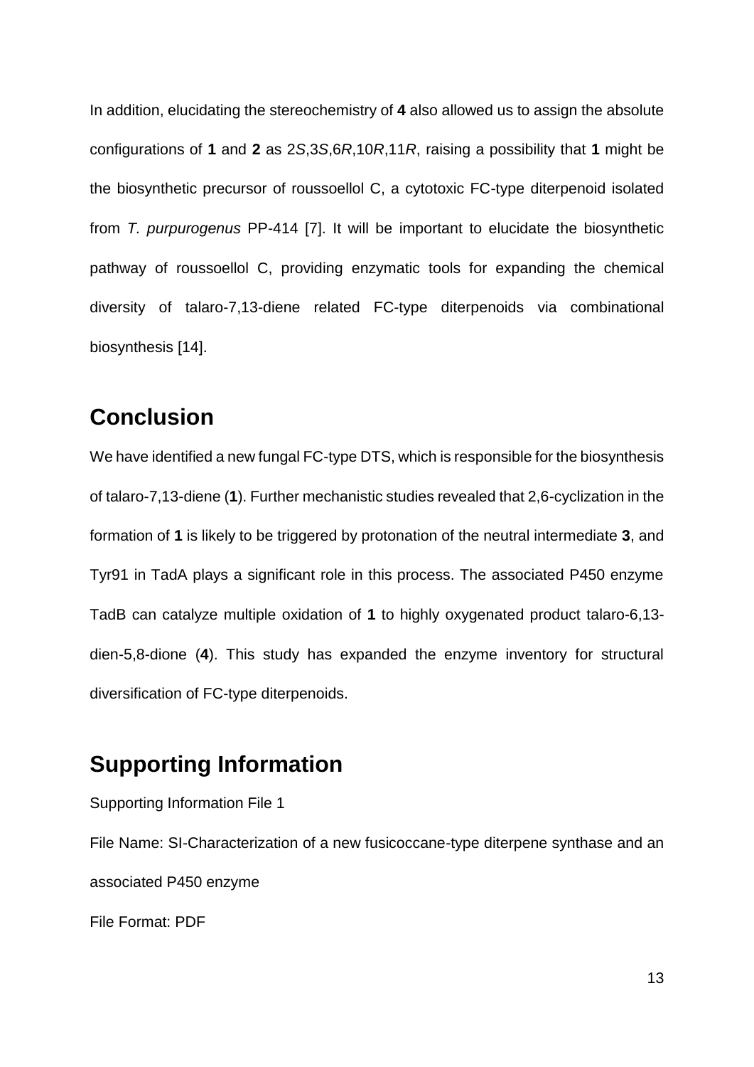In addition, elucidating the stereochemistry of **4** also allowed us to assign the absolute configurations of **1** and **2** as 2*S*,3*S*,6*R*,10*R*,11*R*, raising a possibility that **1** might be the biosynthetic precursor of roussoellol C, a cytotoxic FC-type diterpenoid isolated from *T. purpurogenus* PP-414 [7]. It will be important to elucidate the biosynthetic pathway of roussoellol C, providing enzymatic tools for expanding the chemical diversity of talaro-7,13-diene related FC-type diterpenoids via combinational biosynthesis [14].

## Conclusion

We have identified a new fungal FC-type DTS, which is responsible for the biosynthesis of talaro-7,13-diene (**1**). Further mechanistic studies revealed that 2,6-cyclization in the formation of **1** is likely to be triggered by protonation of the neutral intermediate **3**, and Tyr91 in TadA plays a significant role in this process. The associated P450 enzyme TadB can catalyze multiple oxidation of **1** to highly oxygenated product talaro-6,13-dien-5,8-dione (**4**). This study has expanded the enzyme inventory for structural diversification of FC-type diterpenoids.

## Supporting Information

Supporting Information File 1

File Name: SI-Characterization of a new fusicoccane-type diterpene synthase and an associated P450 enzyme

File Format: PDF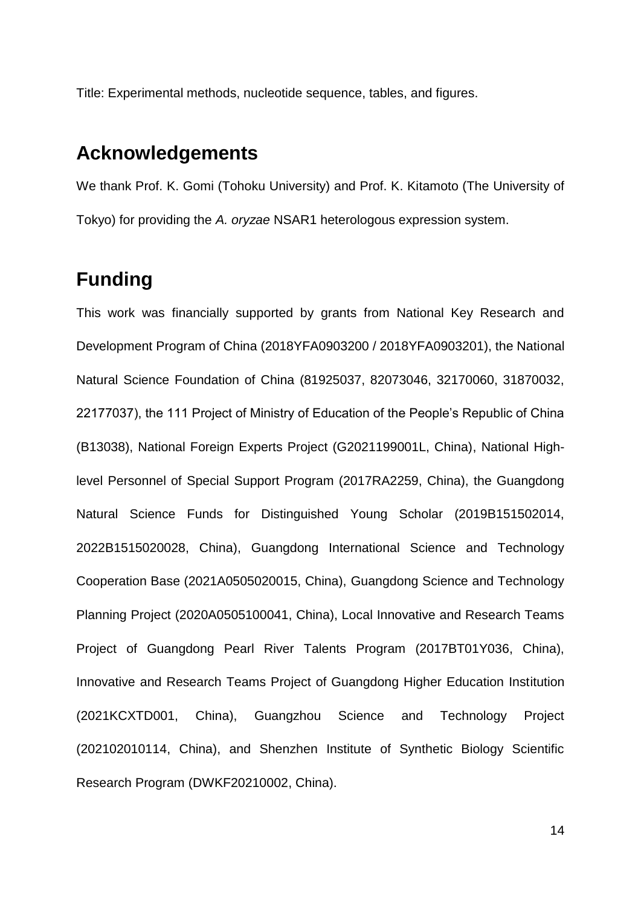Title: Experimental methods, nucleotide sequence, tables, and figures.

## Acknowledgements

We thank Prof. K. Gomi (Tohoku University) and Prof. K. Kitamoto (The University of Tokyo) for providing the *A. oryzae* NSAR1 heterologous expression system.

## Funding

This work was financially supported by grants from National Key Research and Development Program of China (2018YFA0903200 / 2018YFA0903201), the National Natural Science Foundation of China (81925037, 82073046, 32170060, 31870032, 22177037), the 111 Project of Ministry of Education of the People's Republic of China (B13038), National Foreign Experts Project (G2021199001L, China), National High-level Personnel of Special Support Program (2017RA2259, China), the Guangdong Natural Science Funds for Distinguished Young Scholar (2019B151502014, 2022B1515020028, China), Guangdong International Science and Technology Cooperation Base (2021A0505020015, China), Guangdong Science and Technology Planning Project (2020A0505100041, China), Local Innovative and Research Teams Project of Guangdong Pearl River Talents Program (2017BT01Y036, China), Innovative and Research Teams Project of Guangdong Higher Education Institution (2021KCXTD001, China), Guangzhou Science and Technology Project (202102010114, China), and Shenzhen Institute of Synthetic Biology Scientific Research Program (DWKF20210002, China).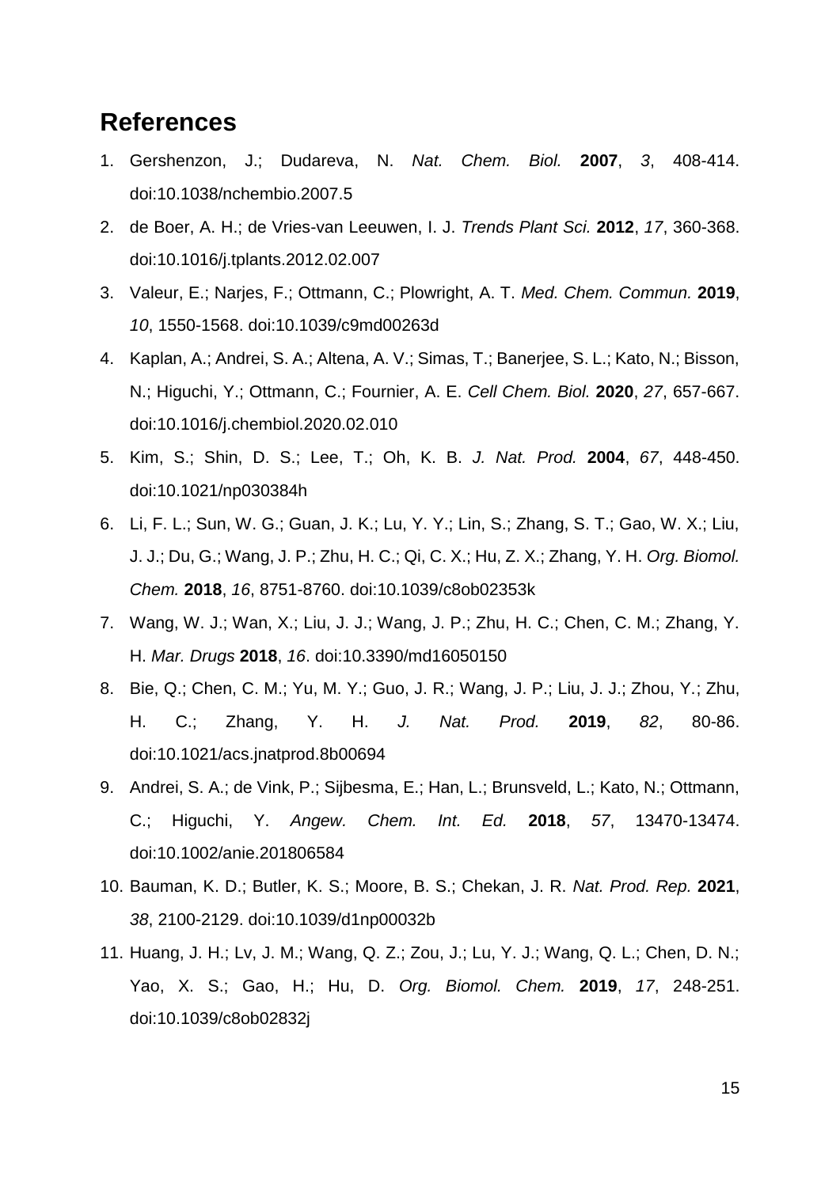## References

1. Gershenzon, J.; Dudareva, N. *Nat. Chem. Biol.* **2007**, *3*, 408-414. doi:10.1038/nchembio.2007.5
2. de Boer, A. H.; de Vries-van Leeuwen, I. J. *Trends Plant Sci.* **2012**, *17*, 360-368. doi:10.1016/j.tplants.2012.02.007
3. Valeur, E.; Narjes, F.; Ottmann, C.; Plowright, A. T. *Med. Chem. Commun.* **2019**, *10*, 1550-1568. doi:10.1039/c9md00263d
4. Kaplan, A.; Andrei, S. A.; Altena, A. V.; Simas, T.; Banerjee, S. L.; Kato, N.; Bisson, N.; Higuchi, Y.; Ottmann, C.; Fournier, A. E. *Cell Chem. Biol.* **2020**, *27*, 657-667. doi:10.1016/j.chembiol.2020.02.010
5. Kim, S.; Shin, D. S.; Lee, T.; Oh, K. B. *J. Nat. Prod.* **2004**, *67*, 448-450. doi:10.1021/np030384h
6. Li, F. L.; Sun, W. G.; Guan, J. K.; Lu, Y. Y.; Lin, S.; Zhang, S. T.; Gao, W. X.; Liu, J. J.; Du, G.; Wang, J. P.; Zhu, H. C.; Qi, C. X.; Hu, Z. X.; Zhang, Y. H. *Org. Biomol. Chem.* **2018**, *16*, 8751-8760. doi:10.1039/c8ob02353k
7. Wang, W. J.; Wan, X.; Liu, J. J.; Wang, J. P.; Zhu, H. C.; Chen, C. M.; Zhang, Y. H. *Mar. Drugs* **2018**, *16*. doi:10.3390/md16050150
8. Bie, Q.; Chen, C. M.; Yu, M. Y.; Guo, J. R.; Wang, J. P.; Liu, J. J.; Zhou, Y.; Zhu, H. C.; Zhang, Y. H. *J. Nat. Prod.* **2019**, *82*, 80-86. doi:10.1021/acs.jnatprod.8b00694
9. Andrei, S. A.; de Vink, P.; Sijbesma, E.; Han, L.; Brunsveld, L.; Kato, N.; Ottmann, C.; Higuchi, Y. *Angew. Chem. Int. Ed.* **2018**, *57*, 13470-13474. doi:10.1002/anie.201806584
10. Bauman, K. D.; Butler, K. S.; Moore, B. S.; Chekan, J. R. *Nat. Prod. Rep.* **2021**, *38*, 2100-2129. doi:10.1039/d1np00032b
11. Huang, J. H.; Lv, J. M.; Wang, Q. Z.; Zou, J.; Lu, Y. J.; Wang, Q. L.; Chen, D. N.; Yao, X. S.; Gao, H.; Hu, D. *Org. Biomol. Chem.* **2019**, *17*, 248-251. doi:10.1039/c8ob02832j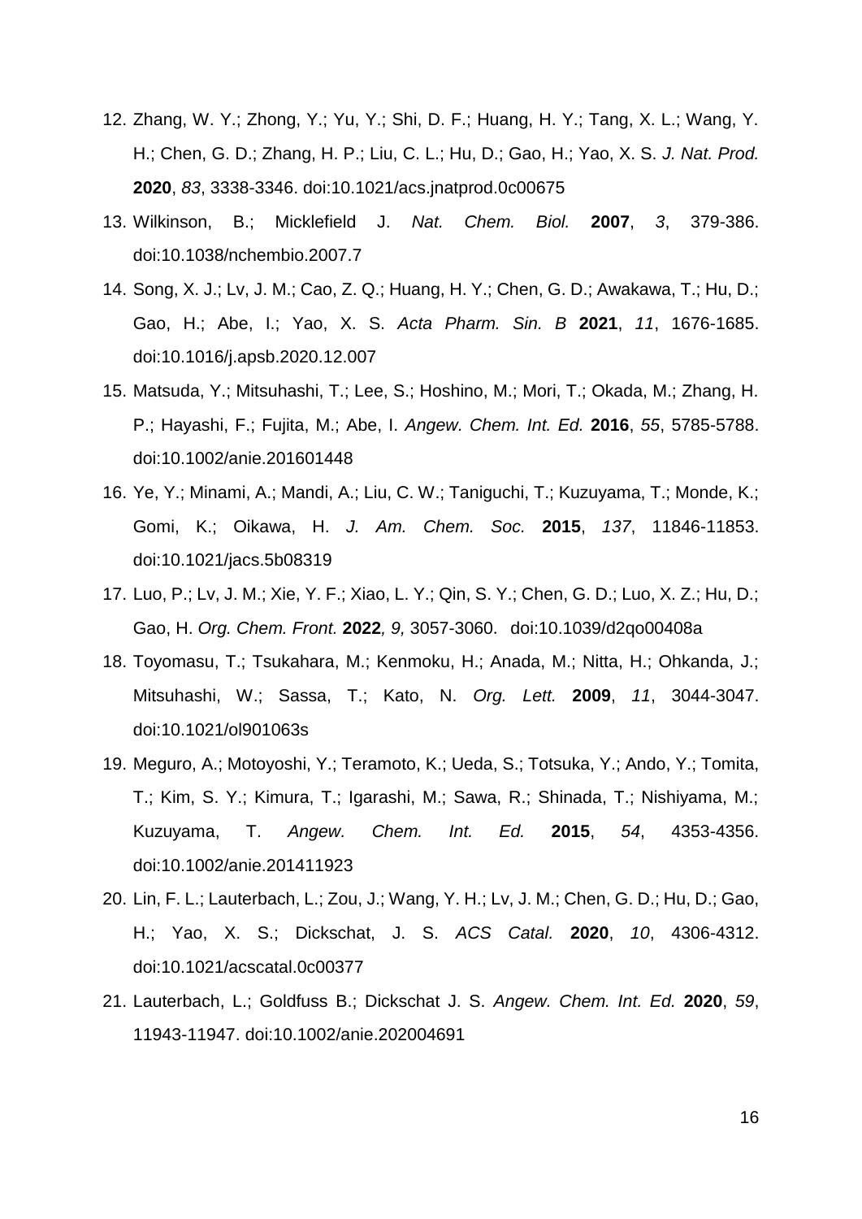12. Zhang, W. Y.; Zhong, Y.; Yu, Y.; Shi, D. F.; Huang, H. Y.; Tang, X. L.; Wang, Y. H.; Chen, G. D.; Zhang, H. P.; Liu, C. L.; Hu, D.; Gao, H.; Yao, X. S. *J. Nat. Prod.* **2020**, *83*, 3338-3346. doi:10.1021/acs.jnatprod.0c00675
13. Wilkinson, B.; Micklefield J. *Nat. Chem. Biol.* **2007**, *3*, 379-386. doi:10.1038/nchembio.2007.7
14. Song, X. J.; Lv, J. M.; Cao, Z. Q.; Huang, H. Y.; Chen, G. D.; Awakawa, T.; Hu, D.; Gao, H.; Abe, I.; Yao, X. S. *Acta Pharm. Sin. B* **2021**, *11*, 1676-1685. doi:10.1016/j.apsb.2020.12.007
15. Matsuda, Y.; Mitsuhashi, T.; Lee, S.; Hoshino, M.; Mori, T.; Okada, M.; Zhang, H. P.; Hayashi, F.; Fujita, M.; Abe, I. *Angew. Chem. Int. Ed.* **2016**, *55*, 5785-5788. doi:10.1002/anie.201601448
16. Ye, Y.; Minami, A.; Mandi, A.; Liu, C. W.; Taniguchi, T.; Kuzuyama, T.; Monde, K.; Gomi, K.; Oikawa, H. *J. Am. Chem. Soc.* **2015**, *137*, 11846-11853. doi:10.1021/jacs.5b08319
17. Luo, P.; Lv, J. M.; Xie, Y. F.; Xiao, L. Y.; Qin, S. Y.; Chen, G. D.; Luo, X. Z.; Hu, D.; Gao, H. *Org. Chem. Front.* **2022**, *9,* 3057-3060. doi:10.1039/d2qo00408a
18. Toyomasu, T.; Tsukahara, M.; Kenmoku, H.; Anada, M.; Nitta, H.; Ohkanda, J.; Mitsuhashi, W.; Sassa, T.; Kato, N. *Org. Lett.* **2009**, *11*, 3044-3047. doi:10.1021/ol901063s
19. Meguro, A.; Motoyoshi, Y.; Teramoto, K.; Ueda, S.; Totsuka, Y.; Ando, Y.; Tomita, T.; Kim, S. Y.; Kimura, T.; Igarashi, M.; Sawa, R.; Shinada, T.; Nishiyama, M.; Kuzuyama, T. *Angew. Chem. Int. Ed.* **2015**, *54*, 4353-4356. doi:10.1002/anie.201411923
20. Lin, F. L.; Lauterbach, L.; Zou, J.; Wang, Y. H.; Lv, J. M.; Chen, G. D.; Hu, D.; Gao, H.; Yao, X. S.; Dickschat, J. S. *ACS Catal.* **2020**, *10*, 4306-4312. doi:10.1021/acscatal.0c00377
21. Lauterbach, L.; Goldfuss B.; Dickschat J. S. *Angew. Chem. Int. Ed.* **2020**, *59*, 11943-11947. doi:10.1002/anie.202004691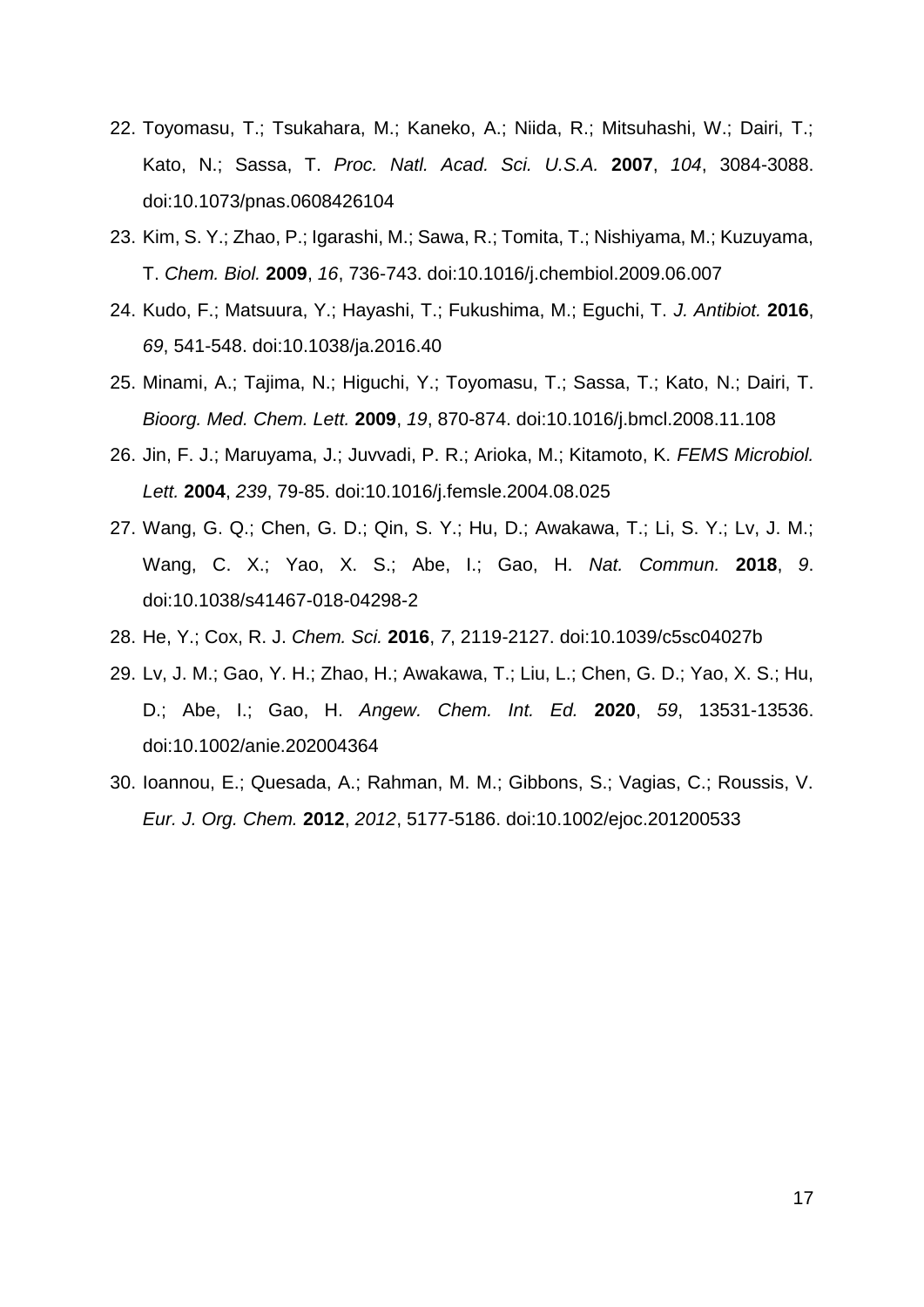22. Toyomasu, T.; Tsukahara, M.; Kaneko, A.; Niida, R.; Mitsuhashi, W.; Dairi, T.; Kato, N.; Sassa, T. *Proc. Natl. Acad. Sci. U.S.A.* **2007**, *104*, 3084-3088. doi:10.1073/pnas.0608426104
23. Kim, S. Y.; Zhao, P.; Igarashi, M.; Sawa, R.; Tomita, T.; Nishiyama, M.; Kuzuyama, T. *Chem. Biol.* **2009**, *16*, 736-743. doi:10.1016/j.chembiol.2009.06.007
24. Kudo, F.; Matsuura, Y.; Hayashi, T.; Fukushima, M.; Eguchi, T. *J. Antibiot.* **2016**, *69*, 541-548. doi:10.1038/ja.2016.40
25. Minami, A.; Tajima, N.; Higuchi, Y.; Toyomasu, T.; Sassa, T.; Kato, N.; Dairi, T. *Bioorg. Med. Chem. Lett.* **2009**, *19*, 870-874. doi:10.1016/j.bmcl.2008.11.108
26. Jin, F. J.; Maruyama, J.; Juvvadi, P. R.; Arioka, M.; Kitamoto, K. *FEMS Microbiol. Lett.* **2004**, *239*, 79-85. doi:10.1016/j.femsle.2004.08.025
27. Wang, G. Q.; Chen, G. D.; Qin, S. Y.; Hu, D.; Awakawa, T.; Li, S. Y.; Lv, J. M.; Wang, C. X.; Yao, X. S.; Abe, I.; Gao, H. *Nat. Commun.* **2018**, *9*. doi:10.1038/s41467-018-04298-2
28. He, Y.; Cox, R. J. *Chem. Sci.* **2016**, *7*, 2119-2127. doi:10.1039/c5sc04027b
29. Lv, J. M.; Gao, Y. H.; Zhao, H.; Awakawa, T.; Liu, L.; Chen, G. D.; Yao, X. S.; Hu, D.; Abe, I.; Gao, H. *Angew. Chem. Int. Ed.* **2020**, *59*, 13531-13536. doi:10.1002/anie.202004364
30. Ioannou, E.; Quesada, A.; Rahman, M. M.; Gibbons, S.; Vagias, C.; Roussis, V. *Eur. J. Org. Chem.* **2012**, *2012*, 5177-5186. doi:10.1002/ejoc.201200533